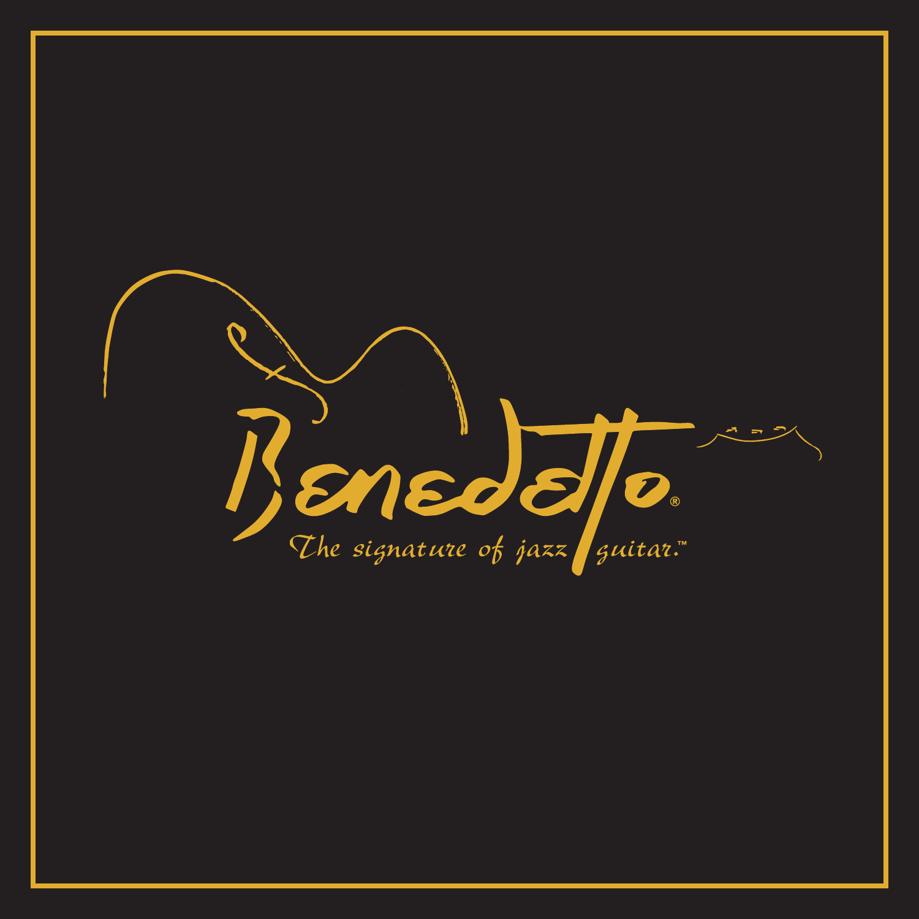# Benedetto®

*The signature of jazz guitar.™*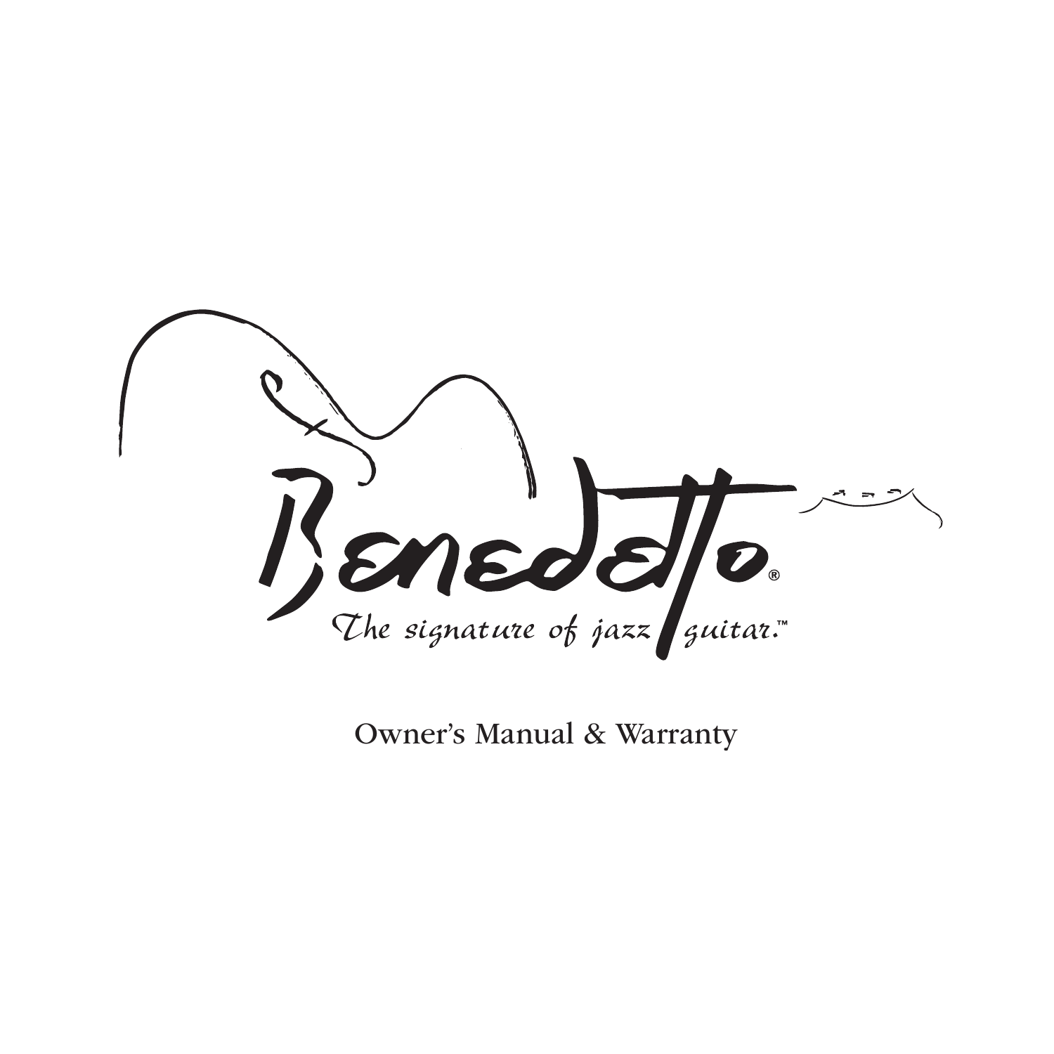# Benedetto®

*The signature of jazz guitar.™*

Owner's Manual & Warranty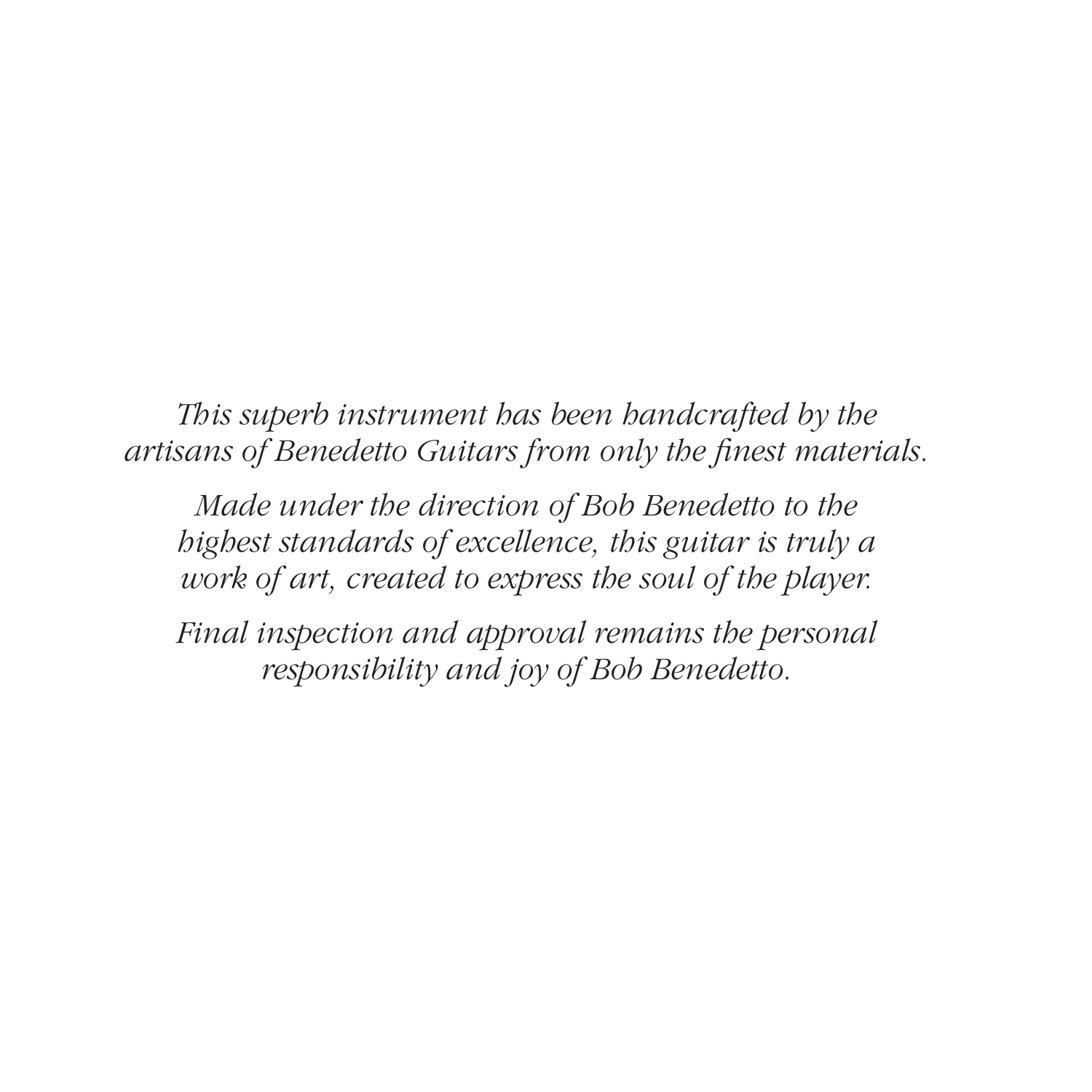*This superb instrument has been handcrafted by the artisans of Benedetto Guitars from only the finest materials.*

*Made under the direction of Bob Benedetto to the highest standards of excellence, this guitar is truly a work of art, created to express the soul of the player.*

*Final inspection and approval remains the personal responsibility and joy of Bob Benedetto.*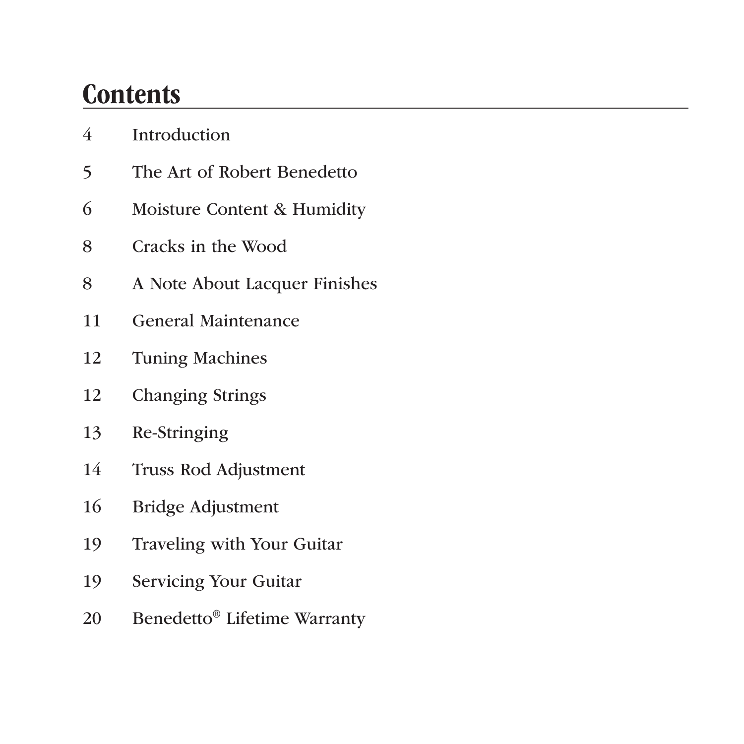# Contents

| | |
|---|---|
| 4 | Introduction |
| 5 | The Art of Robert Benedetto |
| 6 | Moisture Content & Humidity |
| 8 | Cracks in the Wood |
| 8 | A Note About Lacquer Finishes |
| 11 | General Maintenance |
| 12 | Tuning Machines |
| 12 | Changing Strings |
| 13 | Re-Stringing |
| 14 | Truss Rod Adjustment |
| 16 | Bridge Adjustment |
| 19 | Traveling with Your Guitar |
| 19 | Servicing Your Guitar |
| 20 | Benedetto® Lifetime Warranty |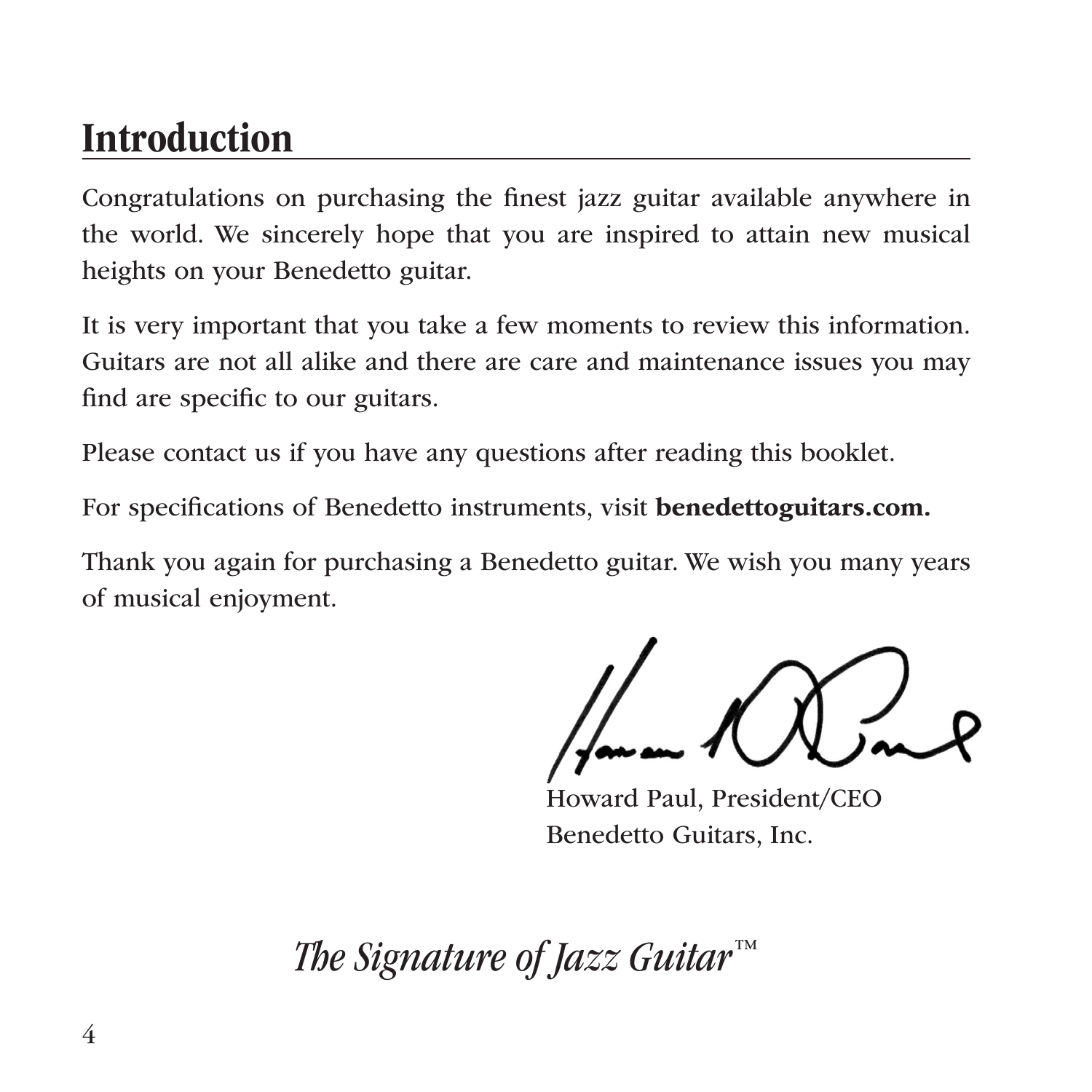# Introduction

Congratulations on purchasing the finest jazz guitar available anywhere in the world. We sincerely hope that you are inspired to attain new musical heights on your Benedetto guitar.

It is very important that you take a few moments to review this information. Guitars are not all alike and there are care and maintenance issues you may find are specific to our guitars.

Please contact us if you have any questions after reading this booklet.

For specifications of Benedetto instruments, visit **benedettoguitars.com.**

Thank you again for purchasing a Benedetto guitar. We wish you many years of musical enjoyment.

Howard Paul, President/CEO
Benedetto Guitars, Inc.

*The Signature of Jazz Guitar™*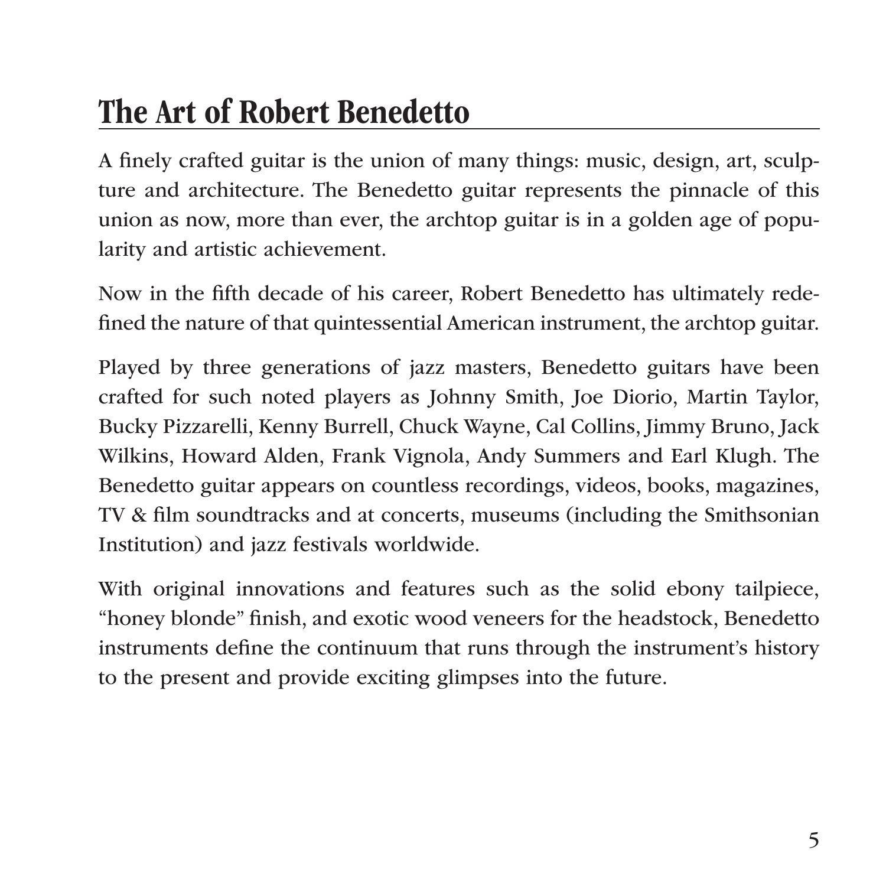## The Art of Robert Benedetto

A finely crafted guitar is the union of many things: music, design, art, sculpture and architecture. The Benedetto guitar represents the pinnacle of this union as now, more than ever, the archtop guitar is in a golden age of popularity and artistic achievement.

Now in the fifth decade of his career, Robert Benedetto has ultimately redefined the nature of that quintessential American instrument, the archtop guitar.

Played by three generations of jazz masters, Benedetto guitars have been crafted for such noted players as Johnny Smith, Joe Diorio, Martin Taylor, Bucky Pizzarelli, Kenny Burrell, Chuck Wayne, Cal Collins, Jimmy Bruno, Jack Wilkins, Howard Alden, Frank Vignola, Andy Summers and Earl Klugh. The Benedetto guitar appears on countless recordings, videos, books, magazines, TV & film soundtracks and at concerts, museums (including the Smithsonian Institution) and jazz festivals worldwide.

With original innovations and features such as the solid ebony tailpiece, "honey blonde" finish, and exotic wood veneers for the headstock, Benedetto instruments define the continuum that runs through the instrument's history to the present and provide exciting glimpses into the future.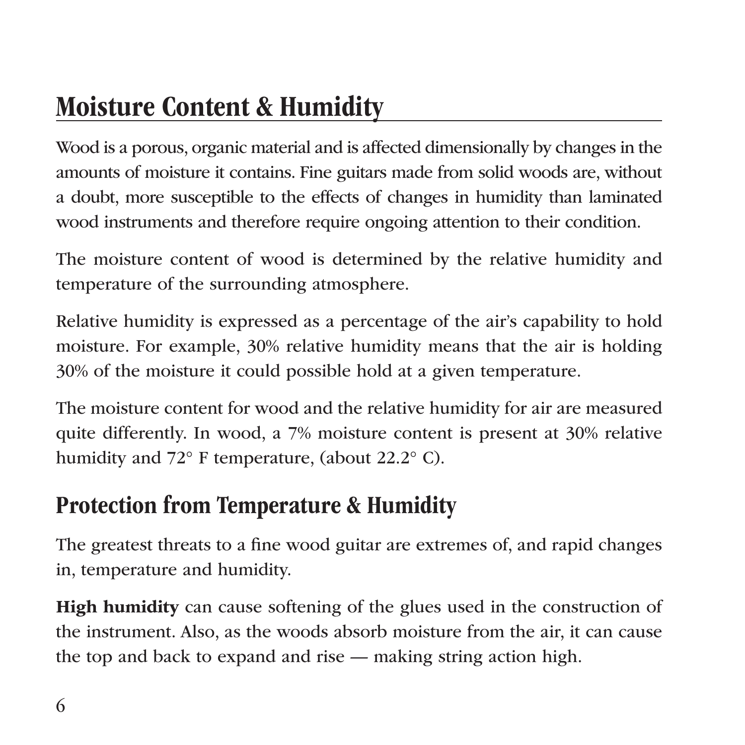## Moisture Content & Humidity

Wood is a porous, organic material and is affected dimensionally by changes in the amounts of moisture it contains. Fine guitars made from solid woods are, without a doubt, more susceptible to the effects of changes in humidity than laminated wood instruments and therefore require ongoing attention to their condition.

The moisture content of wood is determined by the relative humidity and temperature of the surrounding atmosphere.

Relative humidity is expressed as a percentage of the air's capability to hold moisture. For example, 30% relative humidity means that the air is holding 30% of the moisture it could possible hold at a given temperature.

The moisture content for wood and the relative humidity for air are measured quite differently. In wood, a 7% moisture content is present at 30% relative humidity and 72° F temperature, (about 22.2° C).

## Protection from Temperature & Humidity

The greatest threats to a fine wood guitar are extremes of, and rapid changes in, temperature and humidity.

**High humidity** can cause softening of the glues used in the construction of the instrument. Also, as the woods absorb moisture from the air, it can cause the top and back to expand and rise — making string action high.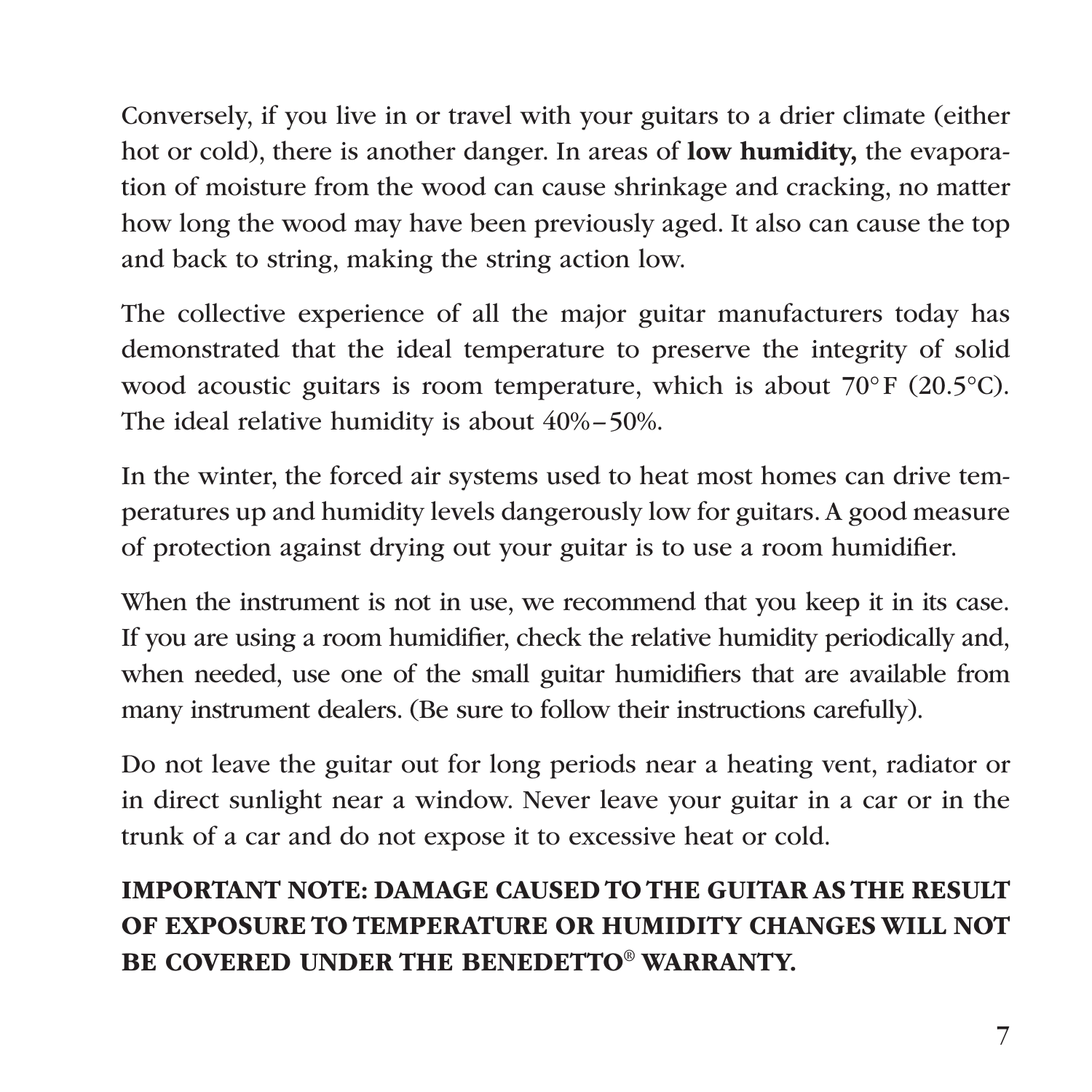Conversely, if you live in or travel with your guitars to a drier climate (either hot or cold), there is another danger. In areas of **low humidity,** the evaporation of moisture from the wood can cause shrinkage and cracking, no matter how long the wood may have been previously aged. It also can cause the top and back to string, making the string action low.

The collective experience of all the major guitar manufacturers today has demonstrated that the ideal temperature to preserve the integrity of solid wood acoustic guitars is room temperature, which is about 70°F (20.5°C). The ideal relative humidity is about 40%–50%.

In the winter, the forced air systems used to heat most homes can drive temperatures up and humidity levels dangerously low for guitars. A good measure of protection against drying out your guitar is to use a room humidifier.

When the instrument is not in use, we recommend that you keep it in its case. If you are using a room humidifier, check the relative humidity periodically and, when needed, use one of the small guitar humidifiers that are available from many instrument dealers. (Be sure to follow their instructions carefully).

Do not leave the guitar out for long periods near a heating vent, radiator or in direct sunlight near a window. Never leave your guitar in a car or in the trunk of a car and do not expose it to excessive heat or cold.

**IMPORTANT NOTE: DAMAGE CAUSED TO THE GUITAR AS THE RESULT OF EXPOSURE TO TEMPERATURE OR HUMIDITY CHANGES WILL NOT BE COVERED UNDER THE BENEDETTO® WARRANTY.**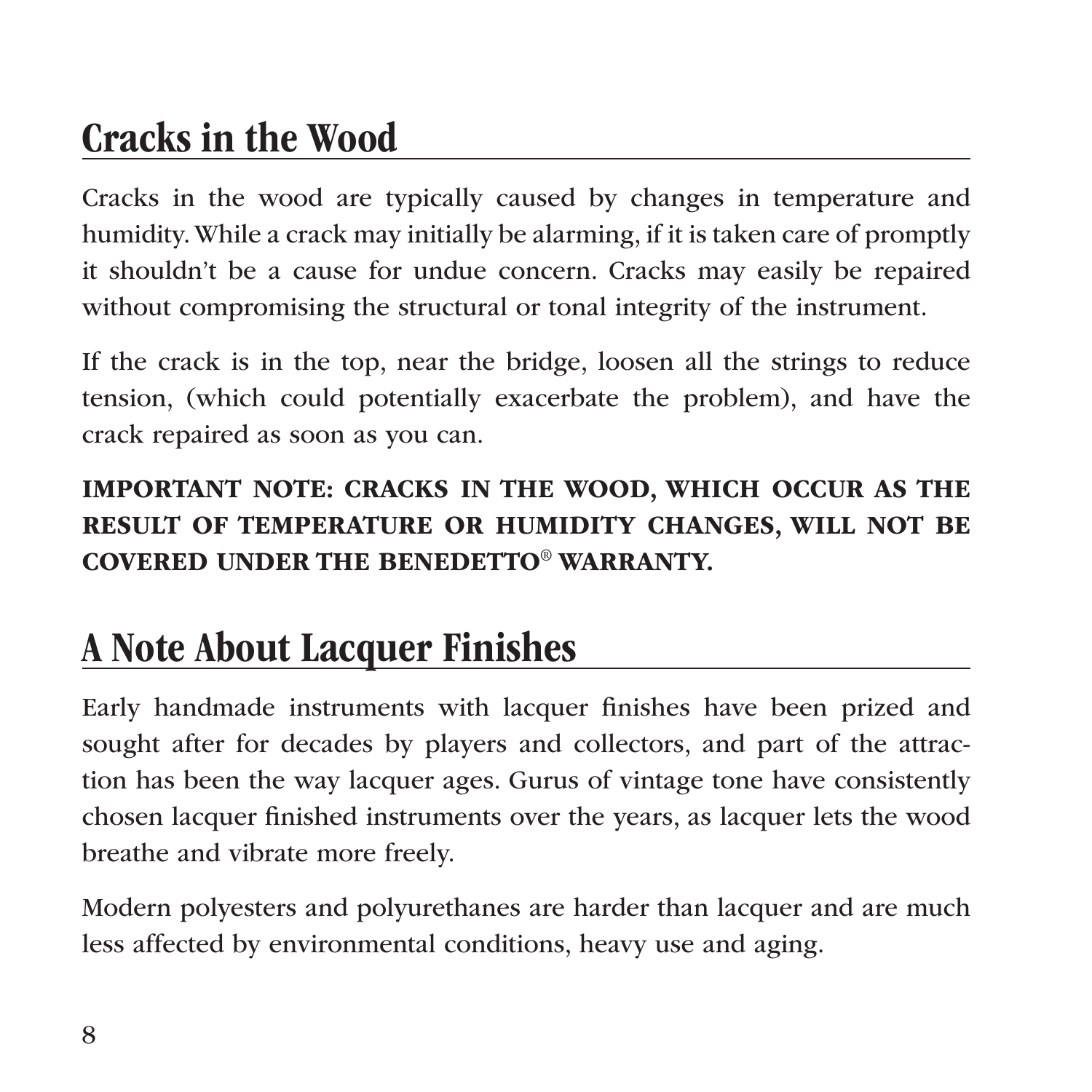## Cracks in the Wood

Cracks in the wood are typically caused by changes in temperature and humidity. While a crack may initially be alarming, if it is taken care of promptly it shouldn't be a cause for undue concern. Cracks may easily be repaired without compromising the structural or tonal integrity of the instrument.

If the crack is in the top, near the bridge, loosen all the strings to reduce tension, (which could potentially exacerbate the problem), and have the crack repaired as soon as you can.

**IMPORTANT NOTE: CRACKS IN THE WOOD, WHICH OCCUR AS THE RESULT OF TEMPERATURE OR HUMIDITY CHANGES, WILL NOT BE COVERED UNDER THE BENEDETTO® WARRANTY.**

## A Note About Lacquer Finishes

Early handmade instruments with lacquer finishes have been prized and sought after for decades by players and collectors, and part of the attraction has been the way lacquer ages. Gurus of vintage tone have consistently chosen lacquer finished instruments over the years, as lacquer lets the wood breathe and vibrate more freely.

Modern polyesters and polyurethanes are harder than lacquer and are much less affected by environmental conditions, heavy use and aging.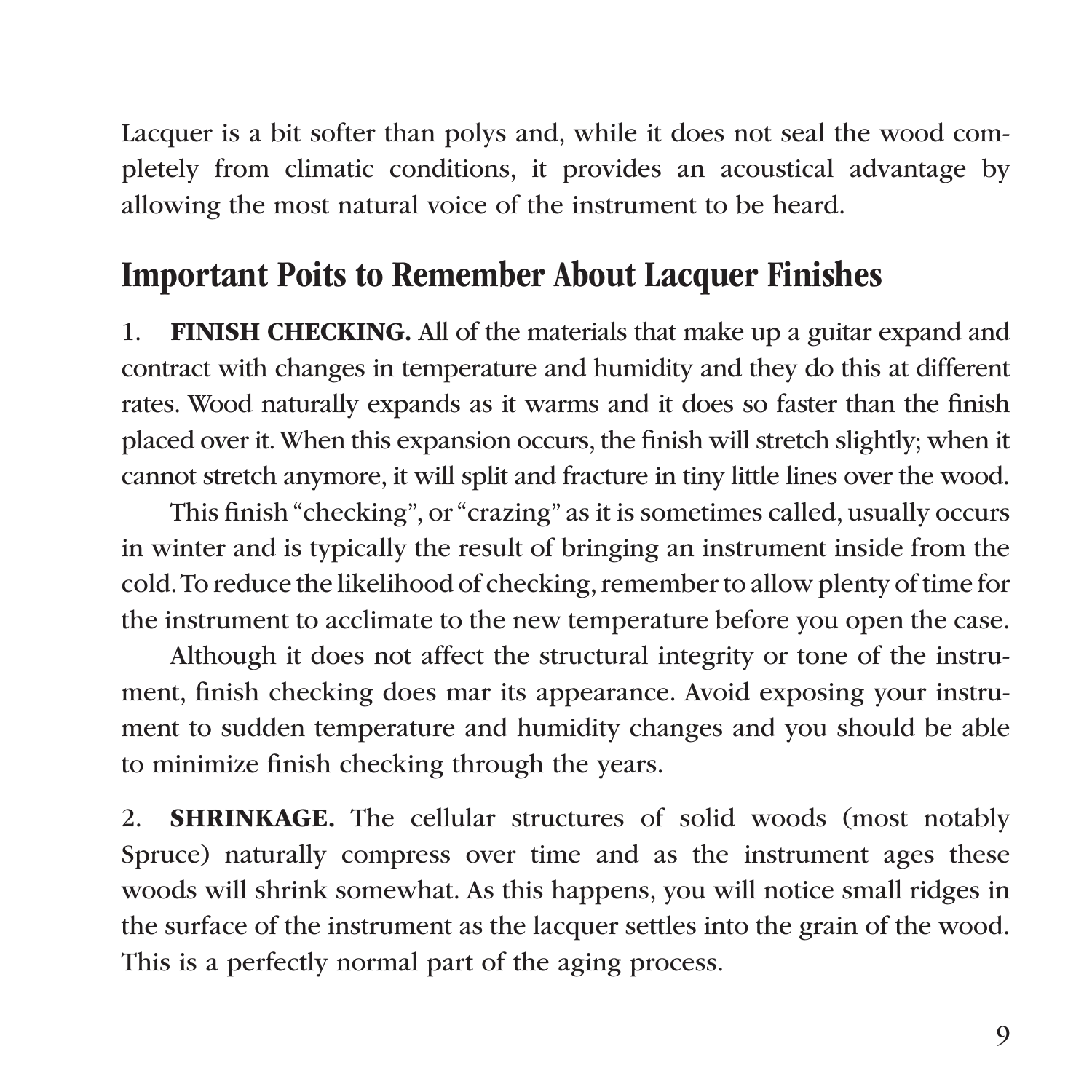Lacquer is a bit softer than polys and, while it does not seal the wood completely from climatic conditions, it provides an acoustical advantage by allowing the most natural voice of the instrument to be heard.

## Important Poits to Remember About Lacquer Finishes

1. **FINISH CHECKING.** All of the materials that make up a guitar expand and contract with changes in temperature and humidity and they do this at different rates. Wood naturally expands as it warms and it does so faster than the finish placed over it. When this expansion occurs, the finish will stretch slightly; when it cannot stretch anymore, it will split and fracture in tiny little lines over the wood.

   This finish "checking", or "crazing" as it is sometimes called, usually occurs in winter and is typically the result of bringing an instrument inside from the cold. To reduce the likelihood of checking, remember to allow plenty of time for the instrument to acclimate to the new temperature before you open the case.

   Although it does not affect the structural integrity or tone of the instrument, finish checking does mar its appearance. Avoid exposing your instrument to sudden temperature and humidity changes and you should be able to minimize finish checking through the years.

2. **SHRINKAGE.** The cellular structures of solid woods (most notably Spruce) naturally compress over time and as the instrument ages these woods will shrink somewhat. As this happens, you will notice small ridges in the surface of the instrument as the lacquer settles into the grain of the wood. This is a perfectly normal part of the aging process.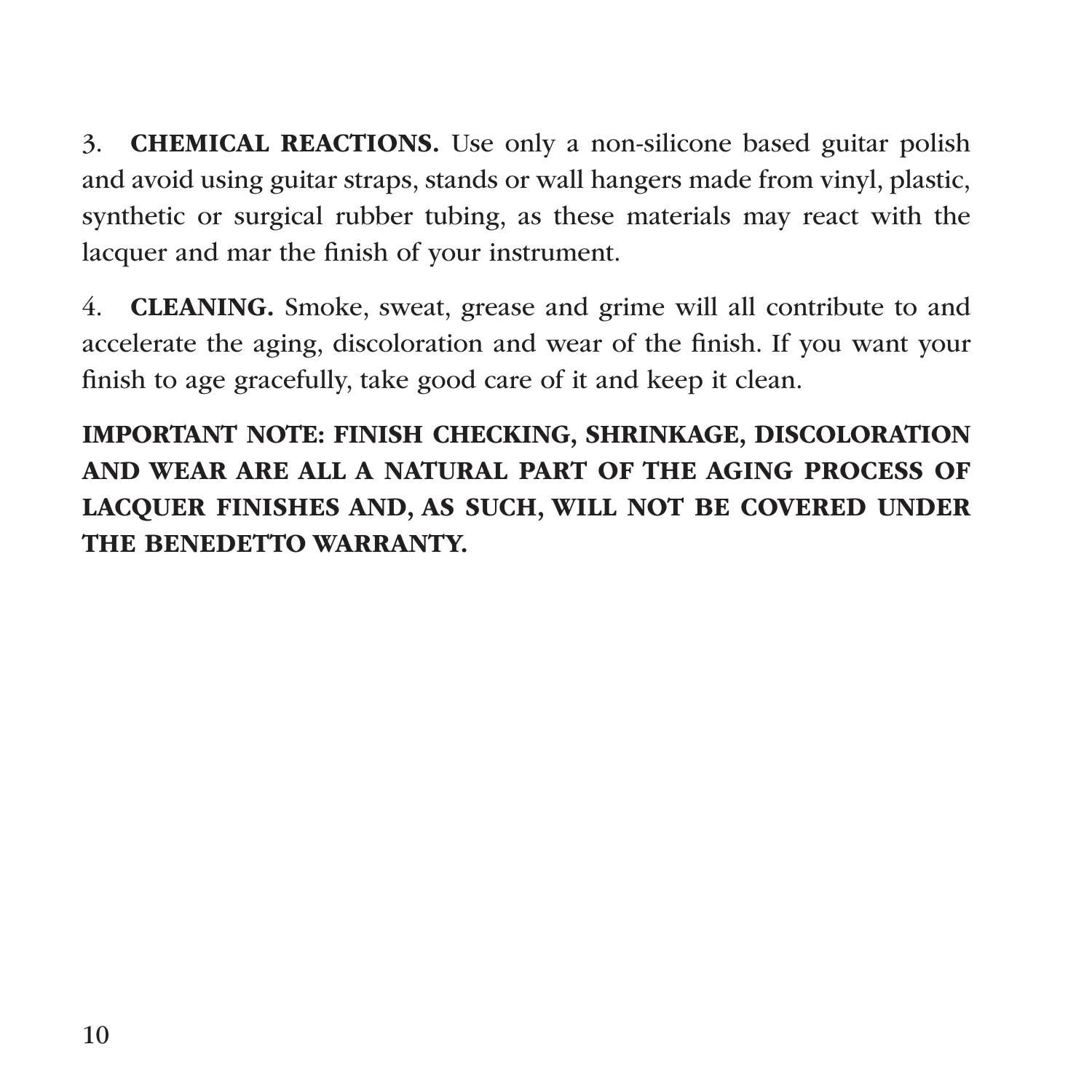3. **CHEMICAL REACTIONS.** Use only a non-silicone based guitar polish and avoid using guitar straps, stands or wall hangers made from vinyl, plastic, synthetic or surgical rubber tubing, as these materials may react with the lacquer and mar the finish of your instrument.

4. **CLEANING.** Smoke, sweat, grease and grime will all contribute to and accelerate the aging, discoloration and wear of the finish. If you want your finish to age gracefully, take good care of it and keep it clean.

**IMPORTANT NOTE: FINISH CHECKING, SHRINKAGE, DISCOLORATION AND WEAR ARE ALL A NATURAL PART OF THE AGING PROCESS OF LACQUER FINISHES AND, AS SUCH, WILL NOT BE COVERED UNDER THE BENEDETTO WARRANTY.**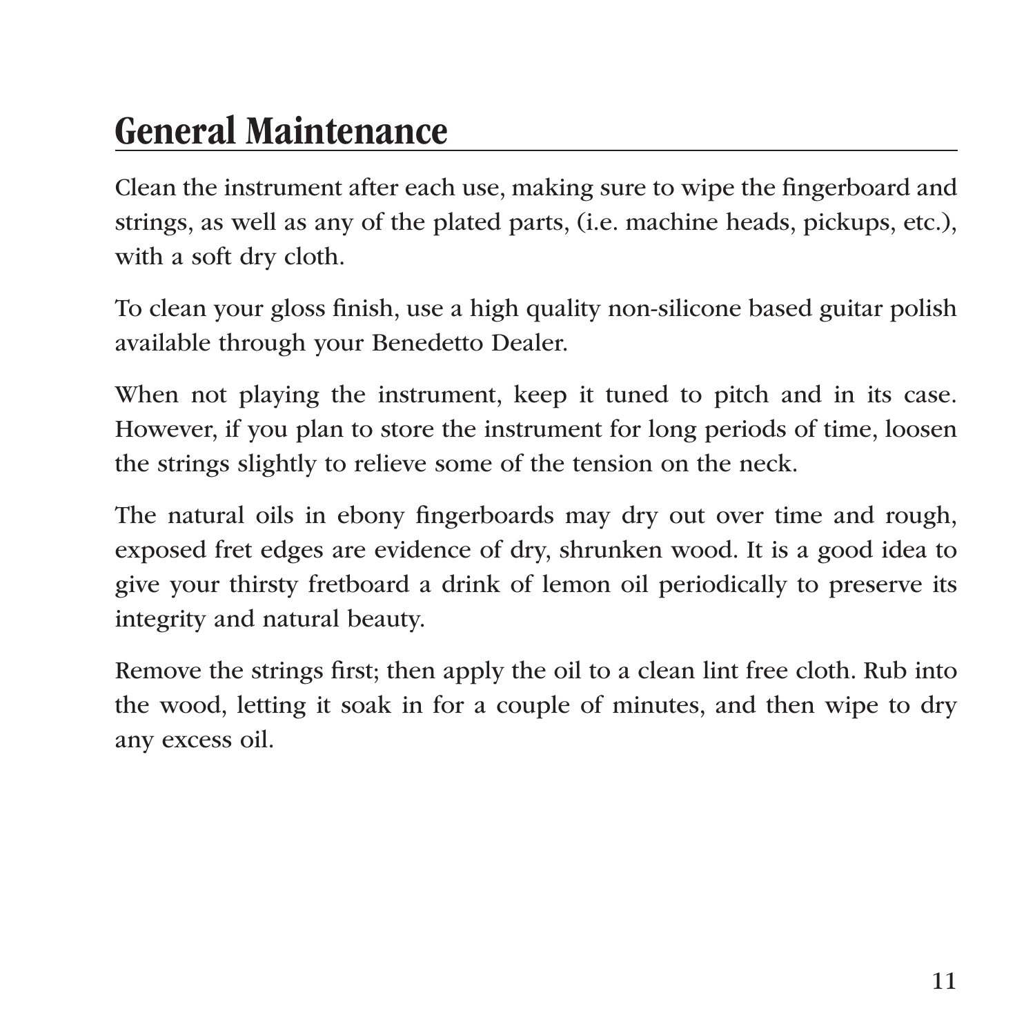## General Maintenance

Clean the instrument after each use, making sure to wipe the fingerboard and strings, as well as any of the plated parts, (i.e. machine heads, pickups, etc.), with a soft dry cloth.

To clean your gloss finish, use a high quality non-silicone based guitar polish available through your Benedetto Dealer.

When not playing the instrument, keep it tuned to pitch and in its case. However, if you plan to store the instrument for long periods of time, loosen the strings slightly to relieve some of the tension on the neck.

The natural oils in ebony fingerboards may dry out over time and rough, exposed fret edges are evidence of dry, shrunken wood. It is a good idea to give your thirsty fretboard a drink of lemon oil periodically to preserve its integrity and natural beauty.

Remove the strings first; then apply the oil to a clean lint free cloth. Rub into the wood, letting it soak in for a couple of minutes, and then wipe to dry any excess oil.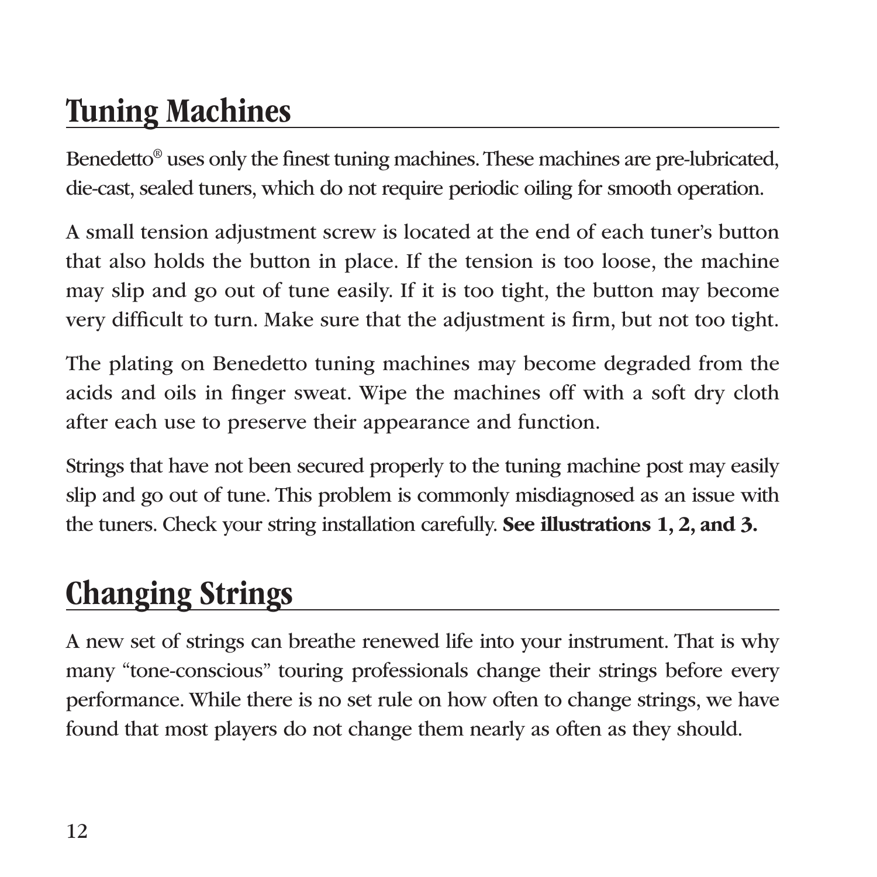## Tuning Machines

Benedetto® uses only the finest tuning machines. These machines are pre-lubricated, die-cast, sealed tuners, which do not require periodic oiling for smooth operation.

A small tension adjustment screw is located at the end of each tuner's button that also holds the button in place. If the tension is too loose, the machine may slip and go out of tune easily. If it is too tight, the button may become very difficult to turn. Make sure that the adjustment is firm, but not too tight.

The plating on Benedetto tuning machines may become degraded from the acids and oils in finger sweat. Wipe the machines off with a soft dry cloth after each use to preserve their appearance and function.

Strings that have not been secured properly to the tuning machine post may easily slip and go out of tune. This problem is commonly misdiagnosed as an issue with the tuners. Check your string installation carefully. **See illustrations 1, 2, and 3.**

## Changing Strings

A new set of strings can breathe renewed life into your instrument. That is why many "tone-conscious" touring professionals change their strings before every performance. While there is no set rule on how often to change strings, we have found that most players do not change them nearly as often as they should.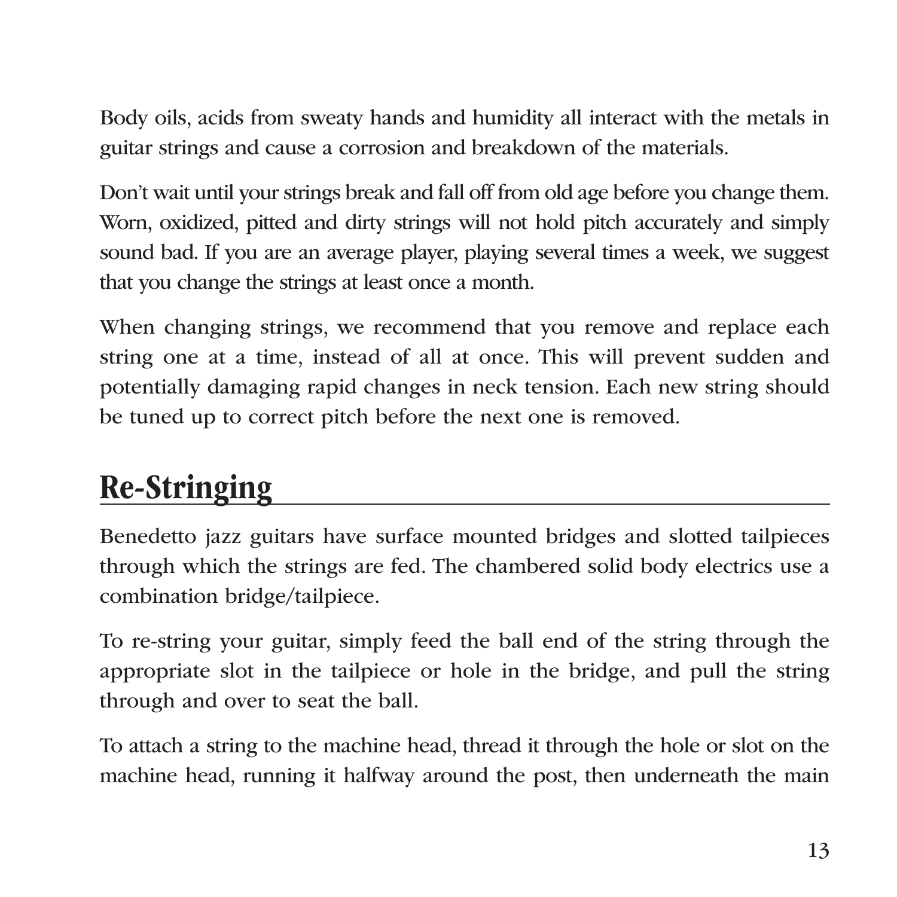Body oils, acids from sweaty hands and humidity all interact with the metals in guitar strings and cause a corrosion and breakdown of the materials.

Don't wait until your strings break and fall off from old age before you change them. Worn, oxidized, pitted and dirty strings will not hold pitch accurately and simply sound bad. If you are an average player, playing several times a week, we suggest that you change the strings at least once a month.

When changing strings, we recommend that you remove and replace each string one at a time, instead of all at once. This will prevent sudden and potentially damaging rapid changes in neck tension. Each new string should be tuned up to correct pitch before the next one is removed.

## Re-Stringing

Benedetto jazz guitars have surface mounted bridges and slotted tailpieces through which the strings are fed. The chambered solid body electrics use a combination bridge/tailpiece.

To re-string your guitar, simply feed the ball end of the string through the appropriate slot in the tailpiece or hole in the bridge, and pull the string through and over to seat the ball.

To attach a string to the machine head, thread it through the hole or slot on the machine head, running it halfway around the post, then underneath the main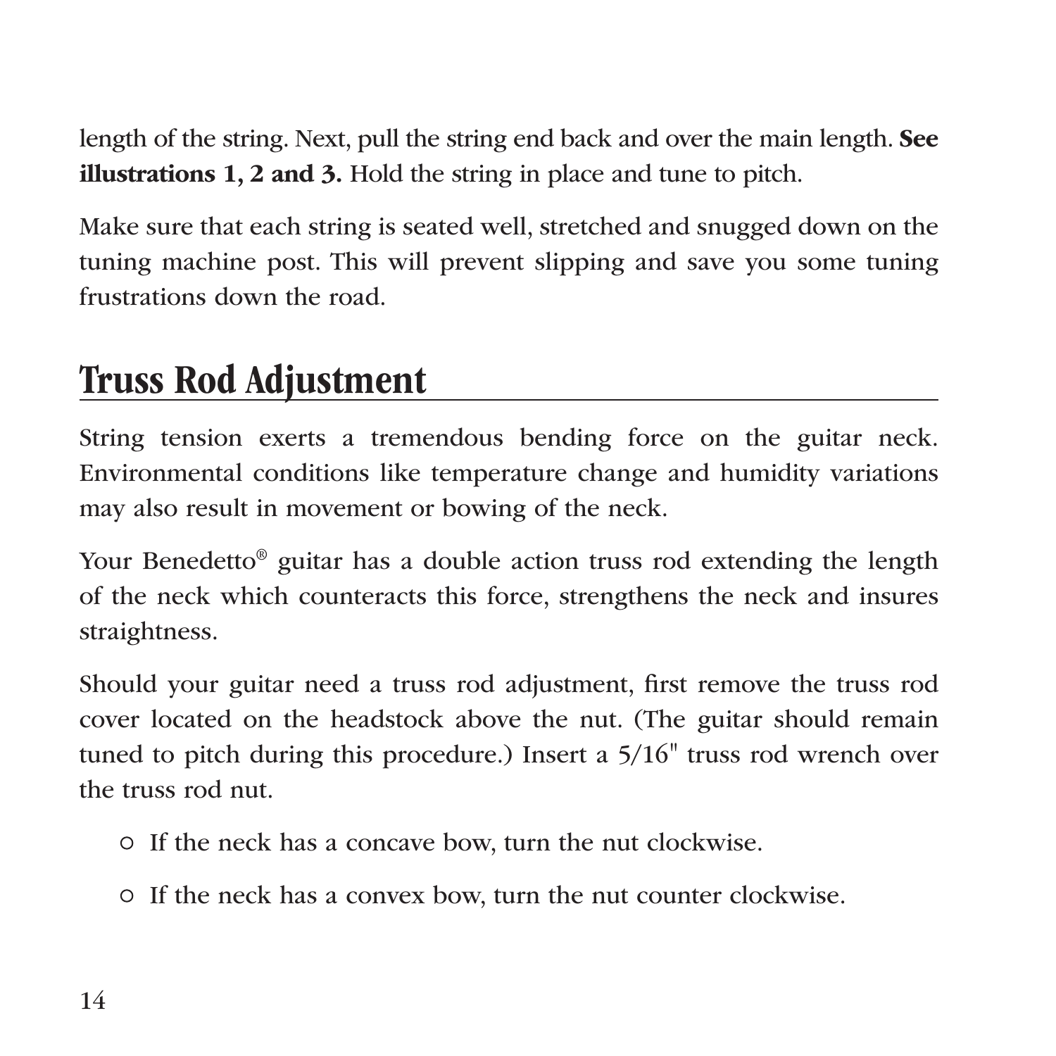length of the string. Next, pull the string end back and over the main length. **See illustrations 1, 2 and 3.** Hold the string in place and tune to pitch.

Make sure that each string is seated well, stretched and snugged down on the tuning machine post. This will prevent slipping and save you some tuning frustrations down the road.

## Truss Rod Adjustment

String tension exerts a tremendous bending force on the guitar neck. Environmental conditions like temperature change and humidity variations may also result in movement or bowing of the neck.

Your Benedetto® guitar has a double action truss rod extending the length of the neck which counteracts this force, strengthens the neck and insures straightness.

Should your guitar need a truss rod adjustment, first remove the truss rod cover located on the headstock above the nut. (The guitar should remain tuned to pitch during this procedure.) Insert a 5/16" truss rod wrench over the truss rod nut.

- If the neck has a concave bow, turn the nut clockwise.
- If the neck has a convex bow, turn the nut counter clockwise.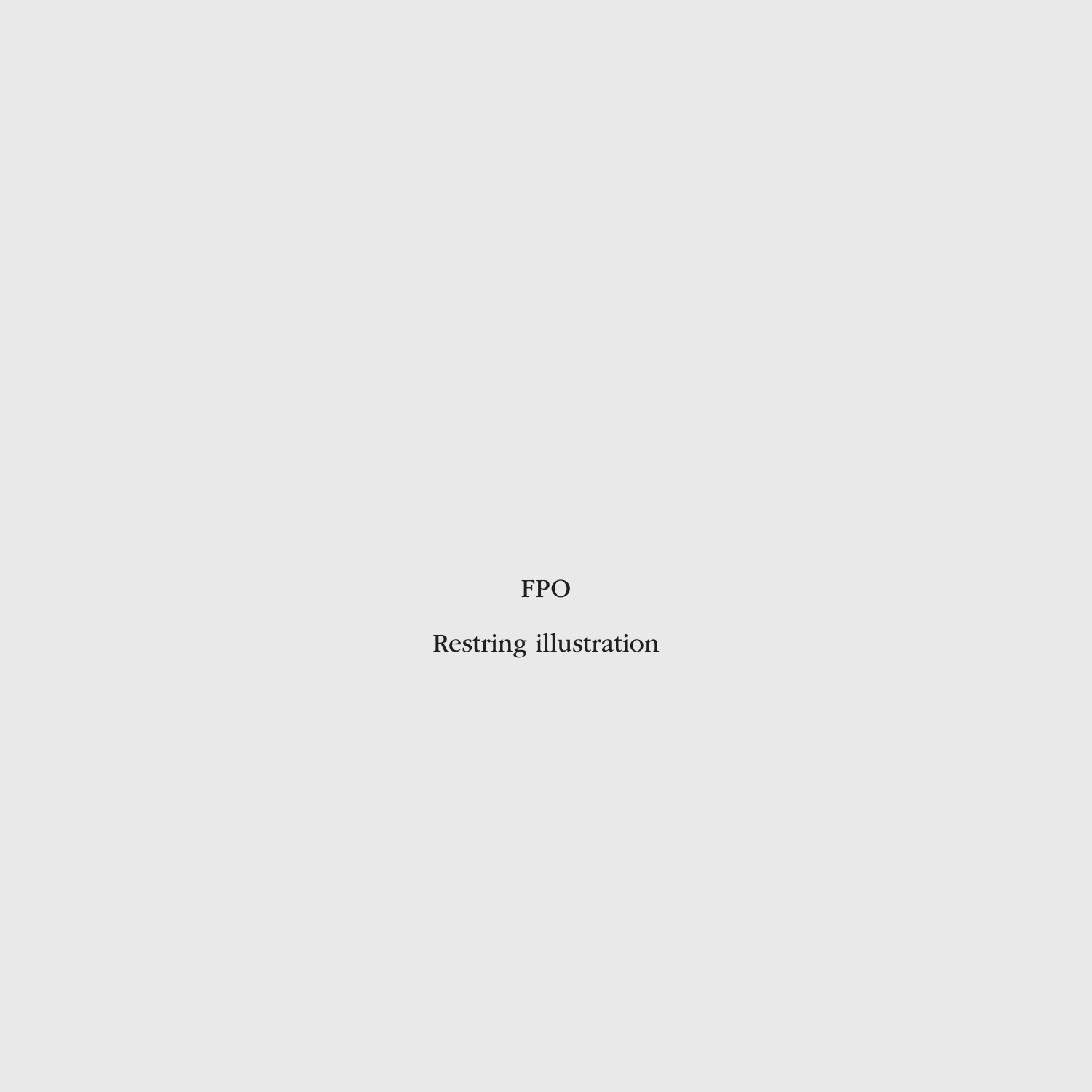FPO

Restring illustration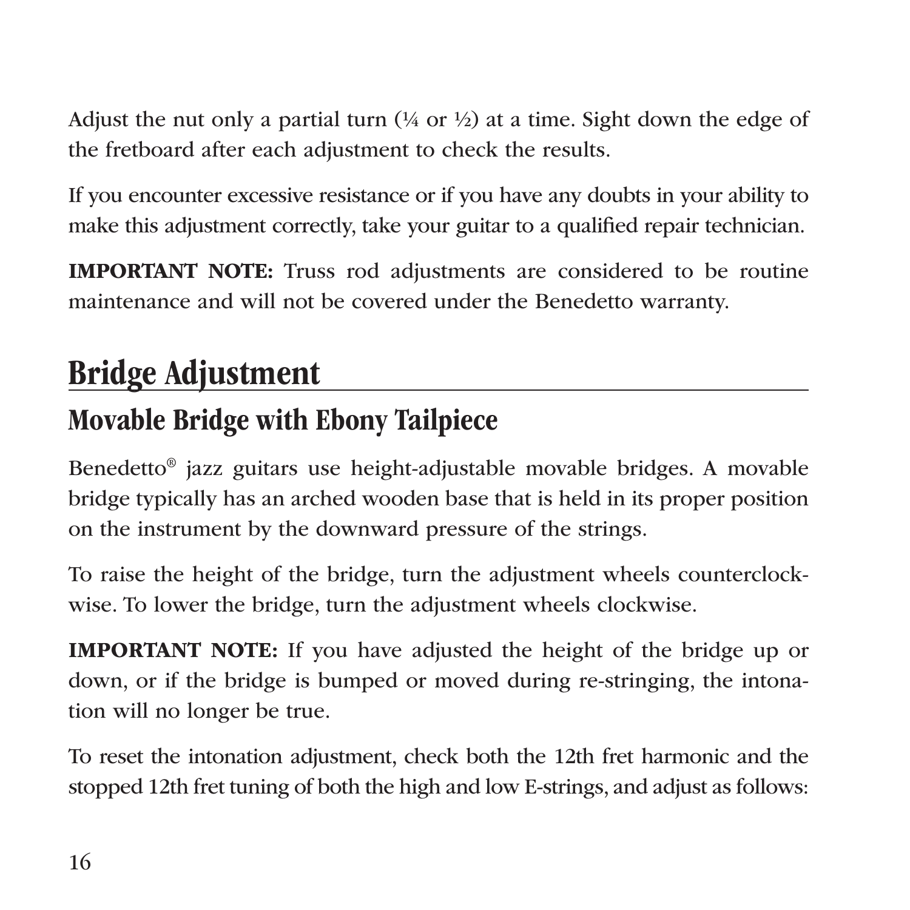Adjust the nut only a partial turn (¼ or ½) at a time. Sight down the edge of the fretboard after each adjustment to check the results.

If you encounter excessive resistance or if you have any doubts in your ability to make this adjustment correctly, take your guitar to a qualified repair technician.

**IMPORTANT NOTE:** Truss rod adjustments are considered to be routine maintenance and will not be covered under the Benedetto warranty.

# Bridge Adjustment

## Movable Bridge with Ebony Tailpiece

Benedetto® jazz guitars use height-adjustable movable bridges. A movable bridge typically has an arched wooden base that is held in its proper position on the instrument by the downward pressure of the strings.

To raise the height of the bridge, turn the adjustment wheels counterclockwise. To lower the bridge, turn the adjustment wheels clockwise.

**IMPORTANT NOTE:** If you have adjusted the height of the bridge up or down, or if the bridge is bumped or moved during re-stringing, the intonation will no longer be true.

To reset the intonation adjustment, check both the 12th fret harmonic and the stopped 12th fret tuning of both the high and low E-strings, and adjust as follows: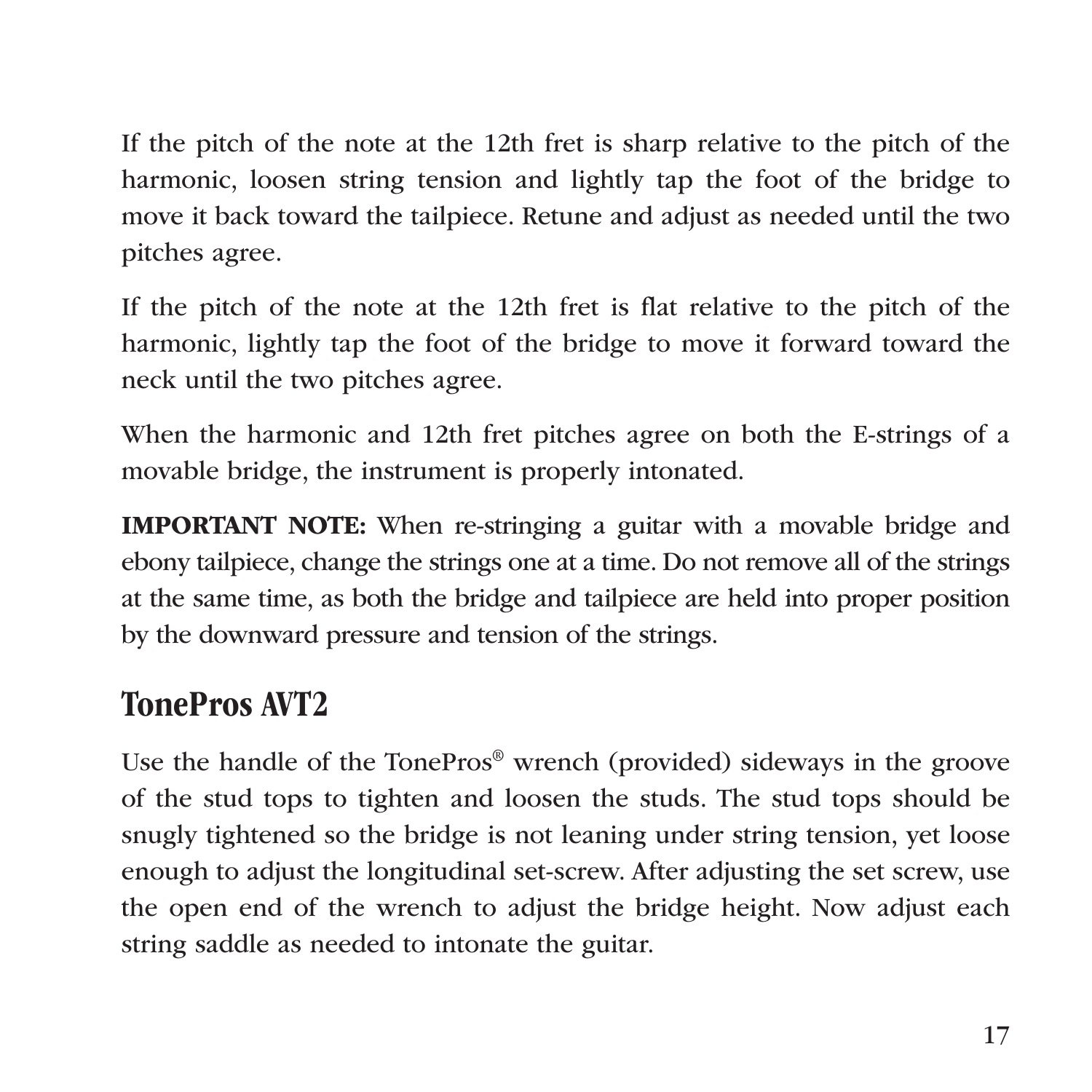If the pitch of the note at the 12th fret is sharp relative to the pitch of the harmonic, loosen string tension and lightly tap the foot of the bridge to move it back toward the tailpiece. Retune and adjust as needed until the two pitches agree.

If the pitch of the note at the 12th fret is flat relative to the pitch of the harmonic, lightly tap the foot of the bridge to move it forward toward the neck until the two pitches agree.

When the harmonic and 12th fret pitches agree on both the E-strings of a movable bridge, the instrument is properly intonated.

**IMPORTANT NOTE:** When re-stringing a guitar with a movable bridge and ebony tailpiece, change the strings one at a time. Do not remove all of the strings at the same time, as both the bridge and tailpiece are held into proper position by the downward pressure and tension of the strings.

## TonePros AVT2

Use the handle of the TonePros® wrench (provided) sideways in the groove of the stud tops to tighten and loosen the studs. The stud tops should be snugly tightened so the bridge is not leaning under string tension, yet loose enough to adjust the longitudinal set-screw. After adjusting the set screw, use the open end of the wrench to adjust the bridge height. Now adjust each string saddle as needed to intonate the guitar.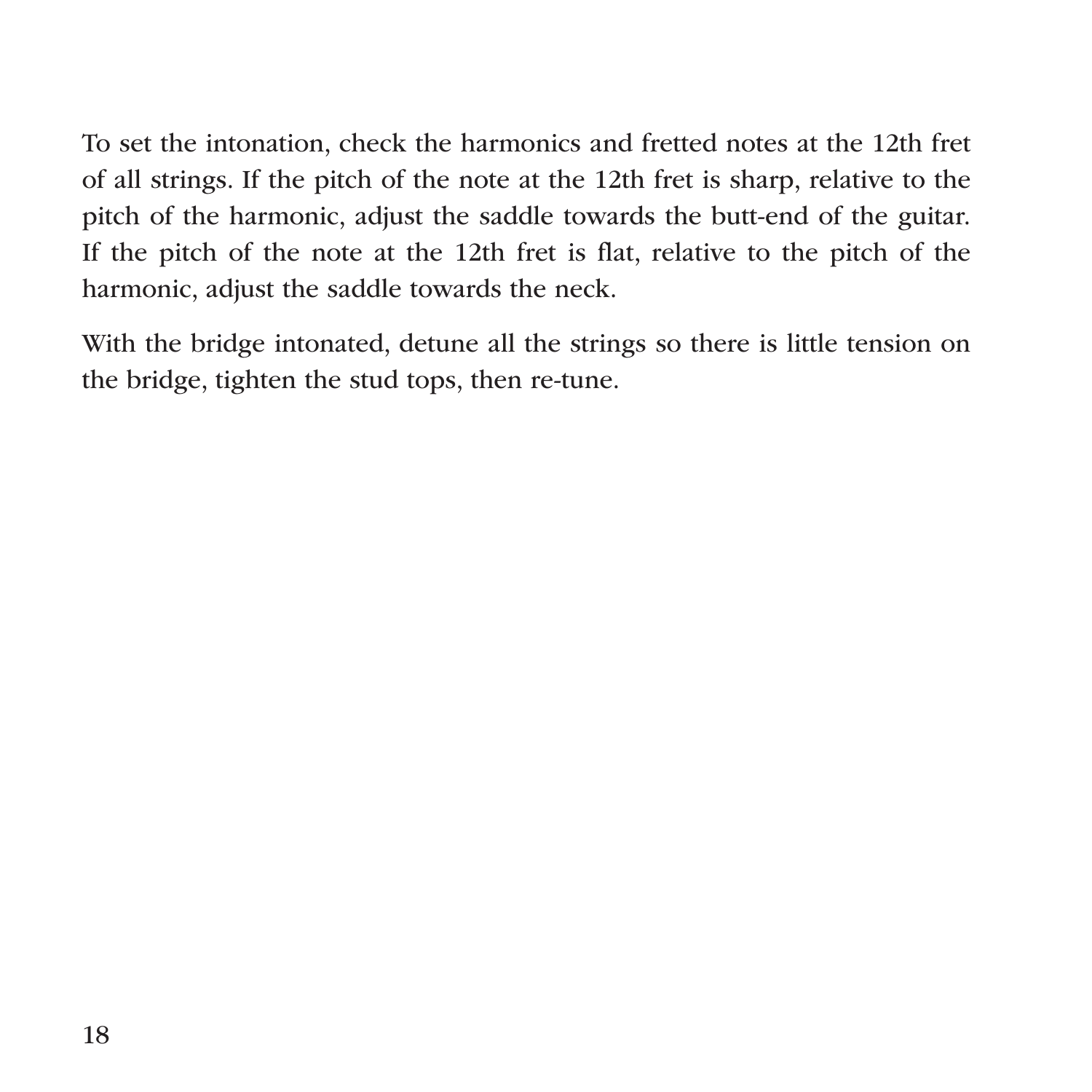To set the intonation, check the harmonics and fretted notes at the 12th fret of all strings. If the pitch of the note at the 12th fret is sharp, relative to the pitch of the harmonic, adjust the saddle towards the butt-end of the guitar. If the pitch of the note at the 12th fret is flat, relative to the pitch of the harmonic, adjust the saddle towards the neck.

With the bridge intonated, detune all the strings so there is little tension on the bridge, tighten the stud tops, then re-tune.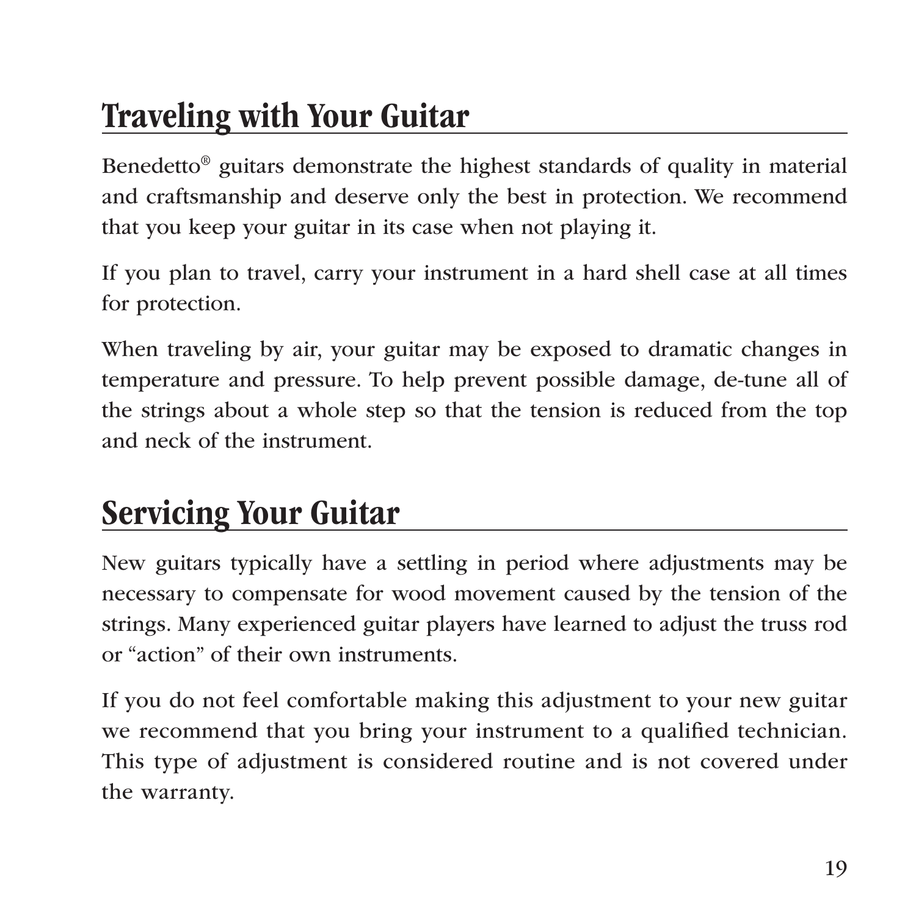## Traveling with Your Guitar

Benedetto® guitars demonstrate the highest standards of quality in material and craftsmanship and deserve only the best in protection. We recommend that you keep your guitar in its case when not playing it.

If you plan to travel, carry your instrument in a hard shell case at all times for protection.

When traveling by air, your guitar may be exposed to dramatic changes in temperature and pressure. To help prevent possible damage, de-tune all of the strings about a whole step so that the tension is reduced from the top and neck of the instrument.

## Servicing Your Guitar

New guitars typically have a settling in period where adjustments may be necessary to compensate for wood movement caused by the tension of the strings. Many experienced guitar players have learned to adjust the truss rod or "action" of their own instruments.

If you do not feel comfortable making this adjustment to your new guitar we recommend that you bring your instrument to a qualified technician. This type of adjustment is considered routine and is not covered under the warranty.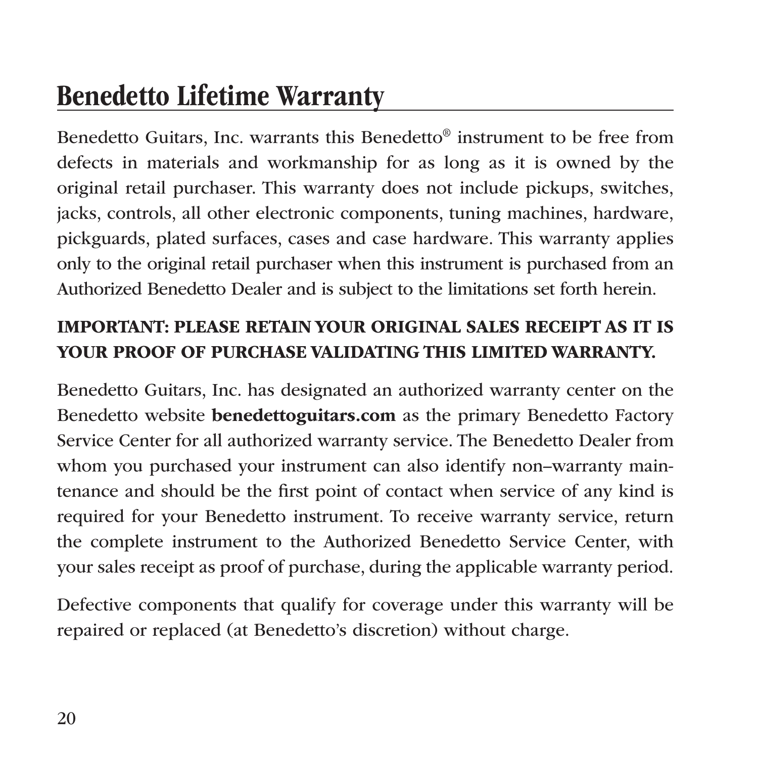# Benedetto Lifetime Warranty

Benedetto Guitars, Inc. warrants this Benedetto® instrument to be free from defects in materials and workmanship for as long as it is owned by the original retail purchaser. This warranty does not include pickups, switches, jacks, controls, all other electronic components, tuning machines, hardware, pickguards, plated surfaces, cases and case hardware. This warranty applies only to the original retail purchaser when this instrument is purchased from an Authorized Benedetto Dealer and is subject to the limitations set forth herein.

**IMPORTANT: PLEASE RETAIN YOUR ORIGINAL SALES RECEIPT AS IT IS YOUR PROOF OF PURCHASE VALIDATING THIS LIMITED WARRANTY.**

Benedetto Guitars, Inc. has designated an authorized warranty center on the Benedetto website **benedettoguitars.com** as the primary Benedetto Factory Service Center for all authorized warranty service. The Benedetto Dealer from whom you purchased your instrument can also identify non–warranty maintenance and should be the first point of contact when service of any kind is required for your Benedetto instrument. To receive warranty service, return the complete instrument to the Authorized Benedetto Service Center, with your sales receipt as proof of purchase, during the applicable warranty period.

Defective components that qualify for coverage under this warranty will be repaired or replaced (at Benedetto's discretion) without charge.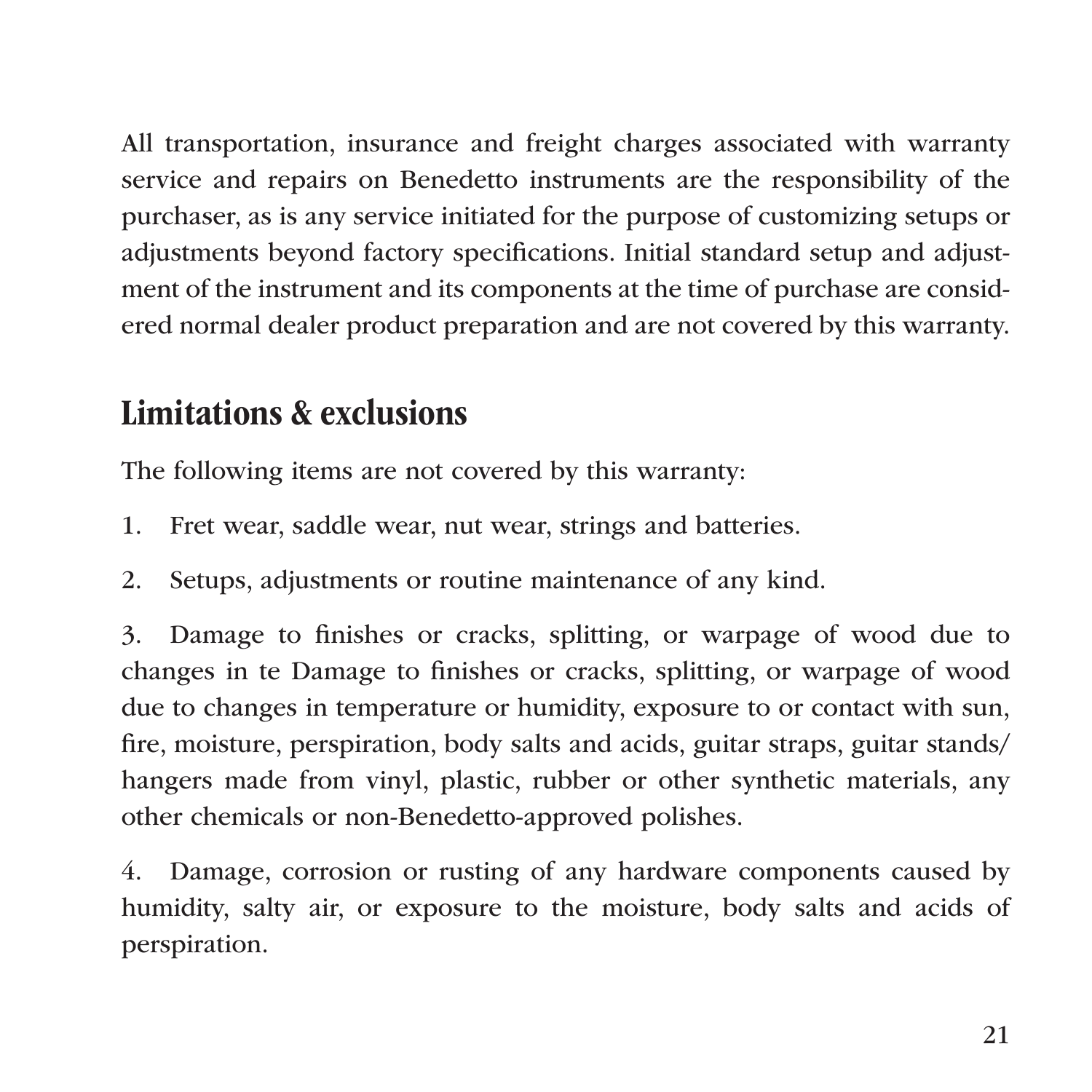All transportation, insurance and freight charges associated with warranty service and repairs on Benedetto instruments are the responsibility of the purchaser, as is any service initiated for the purpose of customizing setups or adjustments beyond factory specifications. Initial standard setup and adjustment of the instrument and its components at the time of purchase are considered normal dealer product preparation and are not covered by this warranty.

## Limitations & exclusions

The following items are not covered by this warranty:

1. Fret wear, saddle wear, nut wear, strings and batteries.

2. Setups, adjustments or routine maintenance of any kind.

3. Damage to finishes or cracks, splitting, or warpage of wood due to changes in te Damage to finishes or cracks, splitting, or warpage of wood due to changes in temperature or humidity, exposure to or contact with sun, fire, moisture, perspiration, body salts and acids, guitar straps, guitar stands/ hangers made from vinyl, plastic, rubber or other synthetic materials, any other chemicals or non-Benedetto-approved polishes.

4. Damage, corrosion or rusting of any hardware components caused by humidity, salty air, or exposure to the moisture, body salts and acids of perspiration.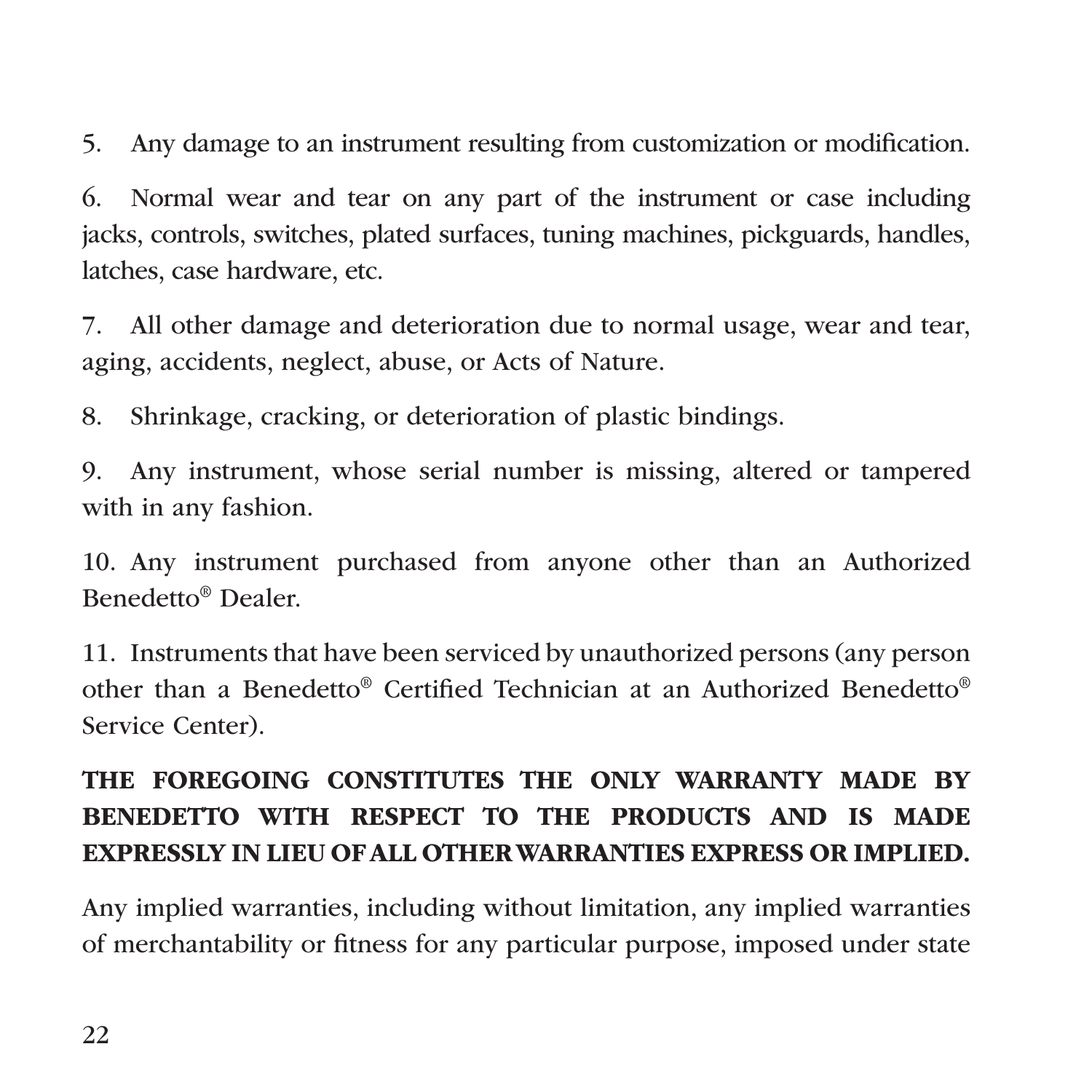5. Any damage to an instrument resulting from customization or modification.

6. Normal wear and tear on any part of the instrument or case including jacks, controls, switches, plated surfaces, tuning machines, pickguards, handles, latches, case hardware, etc.

7. All other damage and deterioration due to normal usage, wear and tear, aging, accidents, neglect, abuse, or Acts of Nature.

8. Shrinkage, cracking, or deterioration of plastic bindings.

9. Any instrument, whose serial number is missing, altered or tampered with in any fashion.

10. Any instrument purchased from anyone other than an Authorized Benedetto® Dealer.

11. Instruments that have been serviced by unauthorized persons (any person other than a Benedetto® Certified Technician at an Authorized Benedetto® Service Center).

**THE FOREGOING CONSTITUTES THE ONLY WARRANTY MADE BY BENEDETTO WITH RESPECT TO THE PRODUCTS AND IS MADE EXPRESSLY IN LIEU OF ALL OTHER WARRANTIES EXPRESS OR IMPLIED.**

Any implied warranties, including without limitation, any implied warranties of merchantability or fitness for any particular purpose, imposed under state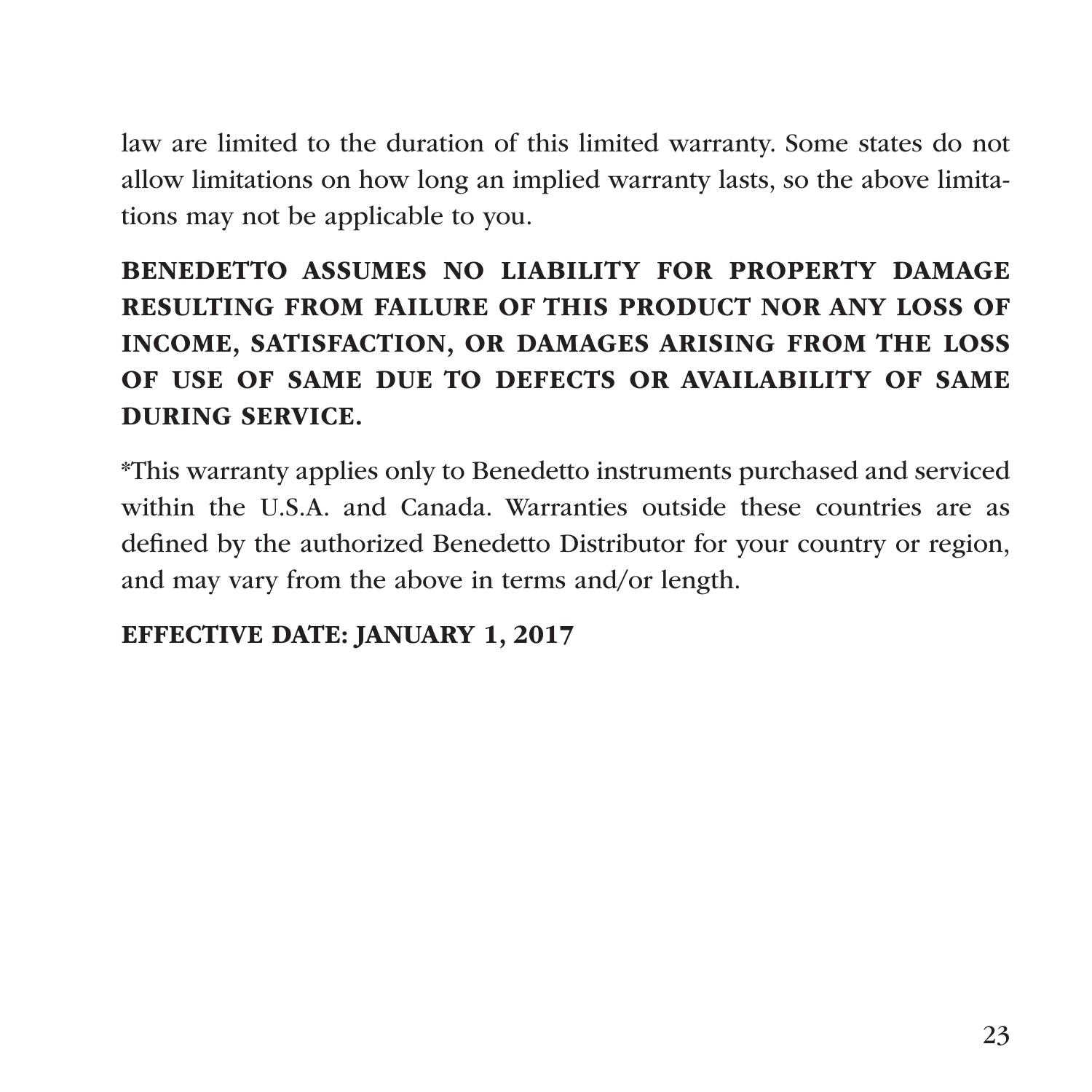law are limited to the duration of this limited warranty. Some states do not allow limitations on how long an implied warranty lasts, so the above limitations may not be applicable to you.

**BENEDETTO ASSUMES NO LIABILITY FOR PROPERTY DAMAGE RESULTING FROM FAILURE OF THIS PRODUCT NOR ANY LOSS OF INCOME, SATISFACTION, OR DAMAGES ARISING FROM THE LOSS OF USE OF SAME DUE TO DEFECTS OR AVAILABILITY OF SAME DURING SERVICE.**

*This warranty applies only to Benedetto instruments purchased and serviced within the U.S.A. and Canada. Warranties outside these countries are as defined by the authorized Benedetto Distributor for your country or region, and may vary from the above in terms and/or length.

**EFFECTIVE DATE: JANUARY 1, 2017**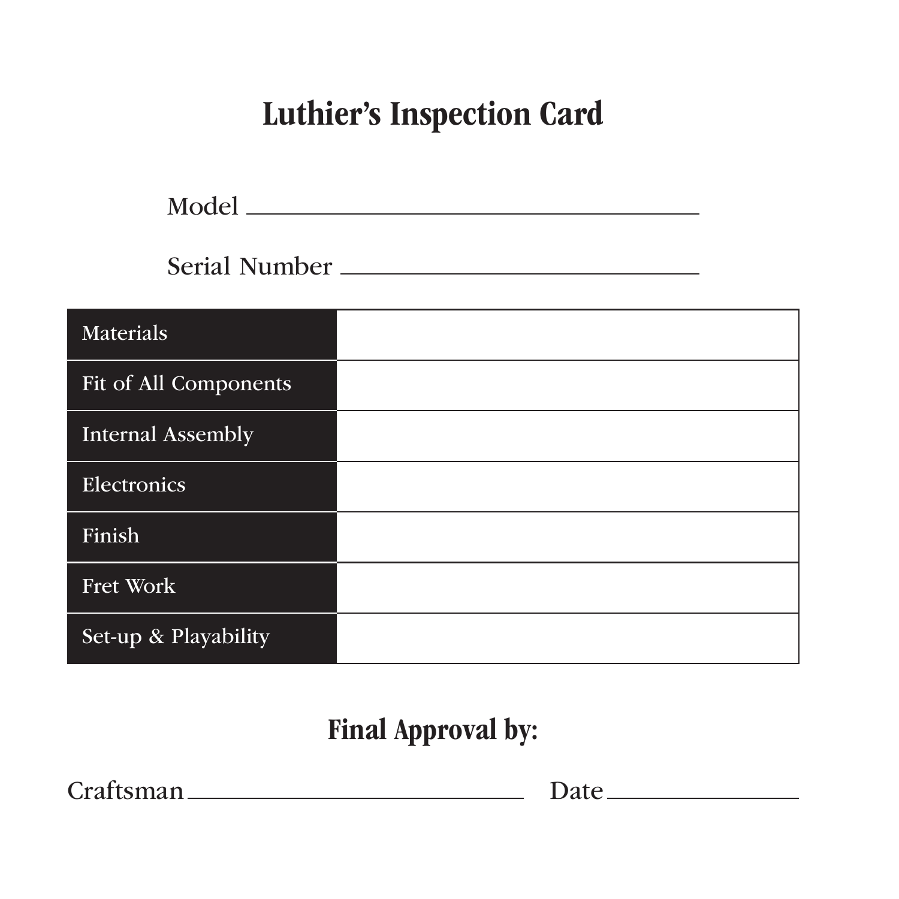# Luthier's Inspection Card

Model ________________________________

Serial Number ________________________________

| | |
|---|---|
| Materials | |
| Fit of All Components | |
| Internal Assembly | |
| Electronics | |
| Finish | |
| Fret Work | |
| Set-up & Playability | |

## Final Approval by:

Craftsman ________________________________ Date ____________________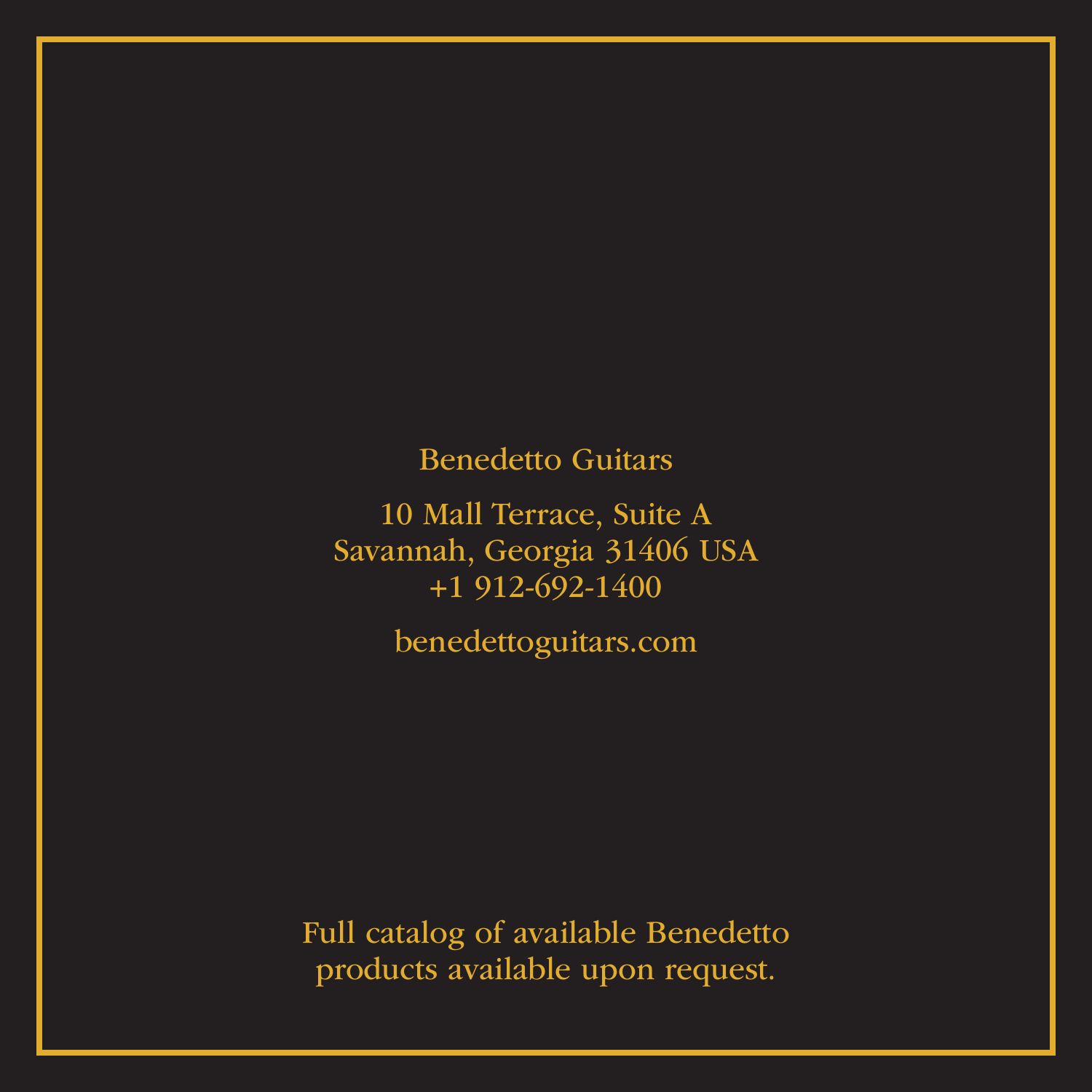Benedetto Guitars

10 Mall Terrace, Suite A
Savannah, Georgia 31406 USA
+1 912-692-1400

benedettoguitars.com

Full catalog of available Benedetto
products available upon request.